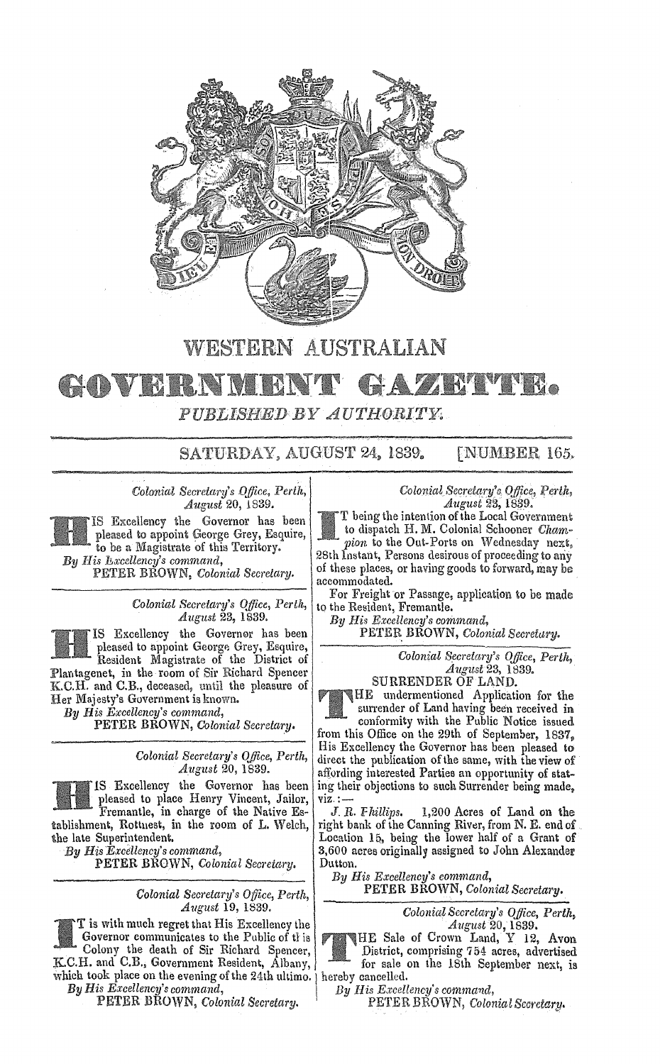# WESTERN AUSTRALIAN

# GOVERNMENT GAZETTE.

*PUBLISHED BY AUTHORITY.*

SATURDAY, AUGUST 24, 1839. [NUMBER 165.

---

*Colonial Secretary's Office, Perth,*
*August 20, 1839.*

HIS Excellency the Governor has been pleased to appoint George Grey, Esquire, to be a Magistrate of this Territory.

*By His Excellency's command,*
PETER BROWN, *Colonial Secretary.*

---

*Colonial Secretary's Office, Perth,*
*August 23, 1839.*

HIS Excellency the Governor has been pleased to appoint George Grey, Esquire, Resident Magistrate of the District of Plantagenet, in the room of Sir Richard Spencer K.C.H. and C.B., deceased, until the pleasure of Her Majesty's Government is known.

*By His Excellency's command,*
PETER BROWN, *Colonial Secretary.*

---

*Colonial Secretary's Office, Perth,*
*August 20, 1839.*

HIS Excellency the Governor has been pleased to place Henry Vincent, Jailor, Fremantle, in charge of the Native Establishment, Rottnest, in the room of L. Welch, the late Superintendent.

*By His Excellency's command,*
PETER BROWN, *Colonial Secretary.*

---

*Colonial Secretary's Office, Perth,*
*August 19, 1839.*

IT is with much regret that His Excellency the Governor communicates to the Public of this Colony the death of Sir Richard Spencer, K.C.H. and C.B., Government Resident, Albany, which took place on the evening of the 24th ultimo.

*By His Excellency's command,*
PETER BROWN, *Colonial Secretary.*

---

*Colonial Secretary's Office, Perth,*
*August 23, 1839.*

IT being the intention of the Local Government to dispatch H. M. Colonial Schooner *Champion* to the Out-Ports on Wednesday next, 28th Instant, Persons desirous of proceeding to any of these places, or having goods to forward, may be accommodated.

For Freight or Passage, application to be made to the Resident, Fremantle.

*By His Excellency's command,*
PETER BROWN, *Colonial Secretary.*

---

*Colonial Secretary's Office, Perth,*
*August 23, 1839.*

SURRENDER OF LAND.

THE undermentioned Application for the surrender of Land having been received in conformity with the Public Notice issued from this Office on the 29th of September, 1837, His Excellency the Governor has been pleased to direct the publication of the same, with the view of affording interested Parties an opportunity of stating their objections to such Surrender being made, viz.:—

*J. R. Phillips.* 1,200 Acres of Land on the right bank of the Canning River, from N. E. end of Location 15, being the lower half of a Grant of 3,600 acres originally assigned to John Alexander Dutton.

*By His Excellency's command,*
PETER BROWN, *Colonial Secretary.*

---

*Colonial Secretary's Office, Perth,*
*August 20, 1839.*

THE Sale of Crown Land, Y 12, Avon District, comprising 754 acres, advertised for sale on the 18th September next, is hereby cancelled.

*By His Excellency's command,*
PETER BROWN, *Colonial Secretary.*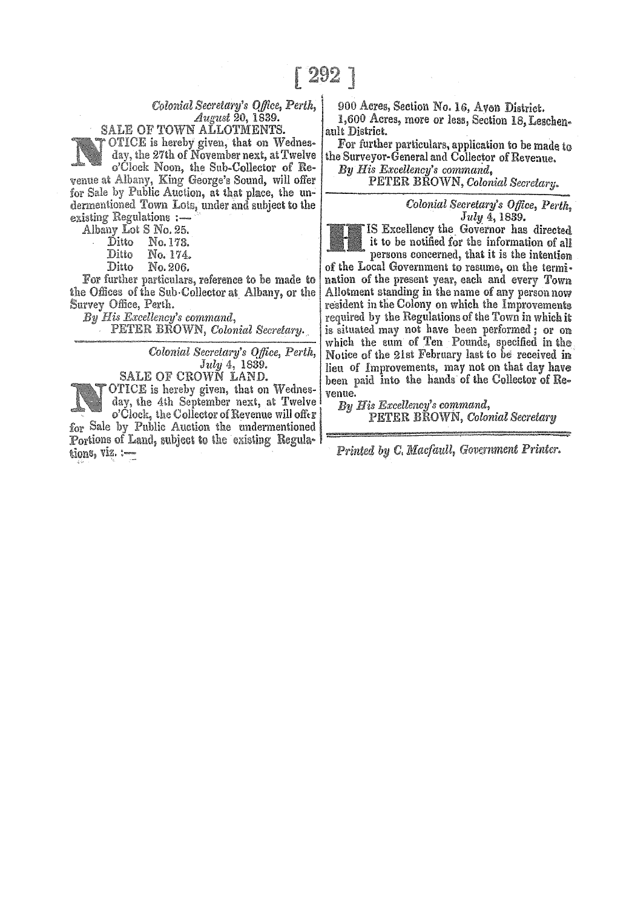*Colonial Secretary's Office, Perth,*
*August* 20, 1839.

## SALE OF TOWN ALLOTMENTS.

NOTICE is hereby given, that on Wednesday, the 27th of November next, at Twelve o'Clock Noon, the Sub-Collector of Revenue at Albany, King George's Sound, will offer for Sale by Public Auction, at that place, the undermentioned Town Lots, under and subject to the existing Regulations :—

Albany Lot S No. 25.
Ditto No. 173.
Ditto No. 174.
Ditto No. 206.

For further particulars, reference to be made to the Offices of the Sub-Collector at Albany, or the Survey Office, Perth.

*By His Excellency's command,*
PETER BROWN, *Colonial Secretary.*

---

*Colonial Secretary's Office, Perth,*
*July* 4, 1839.

## SALE OF CROWN LAND.

NOTICE is hereby given, that on Wednesday, the 4th September next, at Twelve o'Clock, the Collector of Revenue will offer for Sale by Public Auction the undermentioned Portions of Land, subject to the existing Regulations, viz. :—

900 Acres, Section No. 16, Avon District.
1,600 Acres, more or less, Section 18, Leschenault District.

For further particulars, application to be made to the Surveyor-General and Collector of Revenue.

*By His Excellency's command,*
PETER BROWN, *Colonial Secretary.*

---

*Colonial Secretary's Office, Perth,*
*July* 4, 1839.

HIS Excellency the Governor has directed it to be notified for the information of all persons concerned, that it is the intention of the Local Government to resume, on the termination of the present year, each and every Town Allotment standing in the name of any person now resident in the Colony on which the Improvements required by the Regulations of the Town in which it is situated may not have been performed; or on which the sum of Ten Pounds, specified in the Notice of the 21st February last to be received in lieu of Improvements, may not on that day have been paid into the hands of the Collector of Revenue.

*By His Excellency's command,*
PETER BROWN, *Colonial Secretary*

---

*Printed by C. Macfaull, Government Printer.*